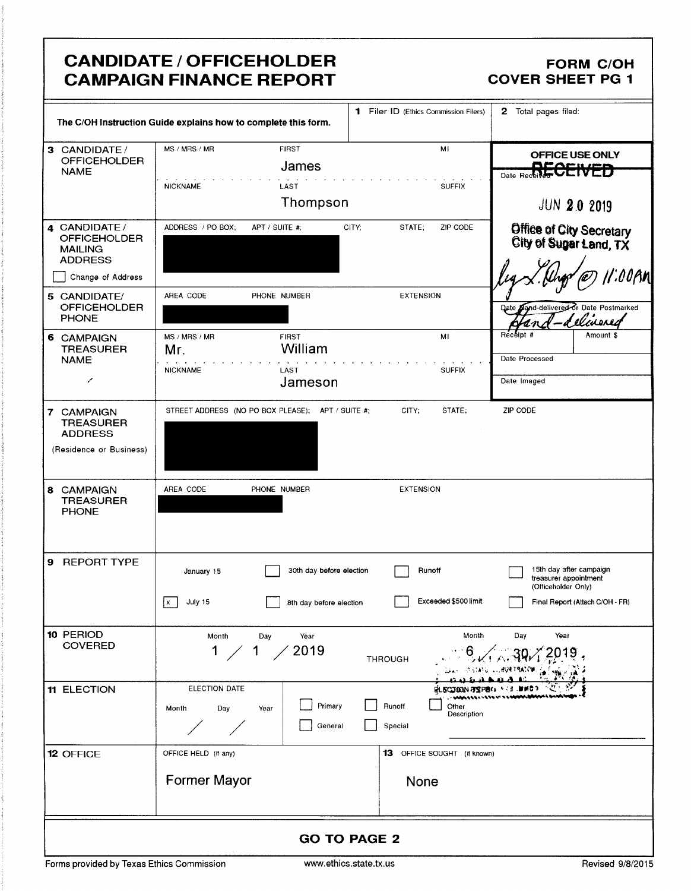# CANDIDATE / OFFICEHOLDER CAMPAIGN FINANCE REPORT

**FORM C/OH**
**COVER SHEET PG 1**

The C/OH Instruction Guide explains how to complete this form.

**1** Filer ID (Ethics Commission Filers)

**2** Total pages filed:

**OFFICE USE ONLY**

Date Received: RECEIVED JUN 20 2019 Office of City Secretary City of Sugar Land, TX @ 11:00AM

Date Hand-delivered or Date Postmarked: Hand-delivered

Receipt # | Amount $

Date Processed

Date Imaged

**3 CANDIDATE / OFFICEHOLDER NAME**

| MS / MRS / MR | FIRST | MI |
|---|---|---|
| | James | |
| **NICKNAME** | **LAST** | **SUFFIX** |
| | Thompson | |

**4 CANDIDATE / OFFICEHOLDER MAILING ADDRESS**

☐ Change of Address

ADDRESS / PO BOX; APT / SUITE #; CITY; STATE; ZIP CODE

[REDACTED]

**5 CANDIDATE/ OFFICEHOLDER PHONE**

AREA CODE PHONE NUMBER EXTENSION

[REDACTED]

**6 CAMPAIGN TREASURER NAME**

| MS / MRS / MR | FIRST | MI |
|---|---|---|
| Mr. | William | |
| **NICKNAME** | **LAST** | **SUFFIX** |
| | Jameson | |

**7 CAMPAIGN TREASURER ADDRESS** (Residence or Business)

STREET ADDRESS (NO PO BOX PLEASE); APT / SUITE #; CITY; STATE; ZIP CODE

[REDACTED]

**8 CAMPAIGN TREASURER PHONE**

AREA CODE PHONE NUMBER EXTENSION

[REDACTED]

**9 REPORT TYPE**

- January 15
- [x] July 15
- ☐ 30th day before election
- ☐ 8th day before election
- ☐ Runoff
- ☐ Exceeded $500 limit
- ☐ 15th day after campaign treasurer appointment (Officeholder Only)
- ☐ Final Report (Attach C/OH - FR)

**10 PERIOD COVERED**

1 / 1 / 2019 THROUGH 6 / 30 / 2019

**11 ELECTION**

ELECTION DATE: Month / Day / Year

☐ Primary ☐ Runoff ☐ Other Description
☐ General ☐ Special

**12 OFFICE**

OFFICE HELD (if any): Former Mayor

**13** OFFICE SOUGHT (if known): None

**GO TO PAGE 2**

Forms provided by Texas Ethics Commission www.ethics.state.tx.us Revised 9/8/2015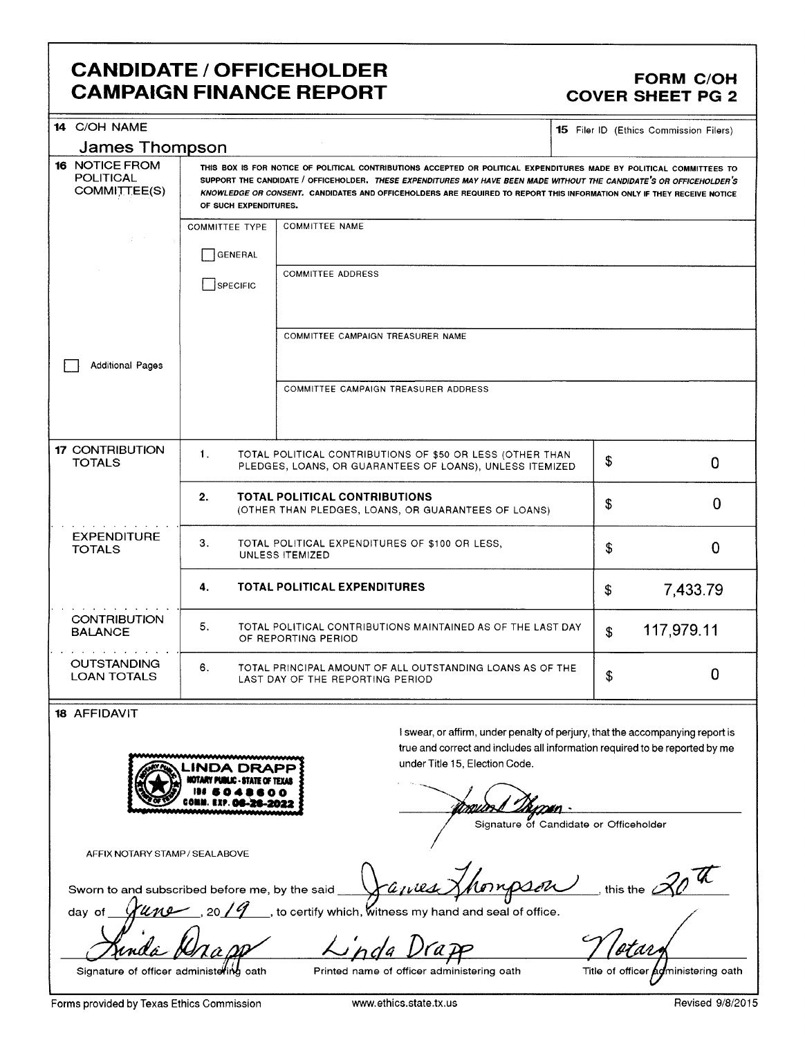# CANDIDATE / OFFICEHOLDER CAMPAIGN FINANCE REPORT

## FORM C/OH COVER SHEET PG 2

**14** C/OH NAME

James Thompson

**15** Filer ID (Ethics Commission Filers)

**16** NOTICE FROM POLITICAL COMMITTEE(S)

THIS BOX IS FOR NOTICE OF POLITICAL CONTRIBUTIONS ACCEPTED OR POLITICAL EXPENDITURES MADE BY POLITICAL COMMITTEES TO SUPPORT THE CANDIDATE / OFFICEHOLDER. *THESE EXPENDITURES MAY HAVE BEEN MADE WITHOUT THE CANDIDATE'S OR OFFICEHOLDER'S KNOWLEDGE OR CONSENT.* CANDIDATES AND OFFICEHOLDERS ARE REQUIRED TO REPORT THIS INFORMATION ONLY IF THEY RECEIVE NOTICE OF SUCH EXPENDITURES.

COMMITTEE TYPE: ☐ GENERAL ☐ SPECIFIC

COMMITTEE NAME

COMMITTEE ADDRESS

COMMITTEE CAMPAIGN TREASURER NAME

COMMITTEE CAMPAIGN TREASURER ADDRESS

☐ Additional Pages

| | | | |
|---|---|---|---|
| **17** CONTRIBUTION TOTALS | 1. | TOTAL POLITICAL CONTRIBUTIONS OF $50 OR LESS (OTHER THAN PLEDGES, LOANS, OR GUARANTEES OF LOANS), UNLESS ITEMIZED | $ 0 |
| | 2. | **TOTAL POLITICAL CONTRIBUTIONS** (OTHER THAN PLEDGES, LOANS, OR GUARANTEES OF LOANS) | $ 0 |
| EXPENDITURE TOTALS | 3. | TOTAL POLITICAL EXPENDITURES OF $100 OR LESS, UNLESS ITEMIZED | $ 0 |
| | 4. | **TOTAL POLITICAL EXPENDITURES** | $ 7,433.79 |
| CONTRIBUTION BALANCE | 5. | TOTAL POLITICAL CONTRIBUTIONS MAINTAINED AS OF THE LAST DAY OF REPORTING PERIOD | $ 117,979.11 |
| OUTSTANDING LOAN TOTALS | 6. | TOTAL PRINCIPAL AMOUNT OF ALL OUTSTANDING LOANS AS OF THE LAST DAY OF THE REPORTING PERIOD | $ 0 |

**18** AFFIDAVIT

LINDA DRAPP
NOTARY PUBLIC - STATE OF TEXAS
ID# 5048600
COMM. EXP. 06-28-2022

AFFIX NOTARY STAMP / SEALABOVE

I swear, or affirm, under penalty of perjury, that the accompanying report is true and correct and includes all information required to be reported by me under Title 15, Election Code.

[Signature]

Signature of Candidate or Officeholder

Sworn to and subscribed before me, by the said James Thompson, this the 20th day of June, 20 19, to certify which, witness my hand and seal of office.

| Linda Drapp | Linda Drapp | Notary |
|---|---|---|
| Signature of officer administering oath | Printed name of officer administering oath | Title of officer administering oath |

Forms provided by Texas Ethics Commission www.ethics.state.tx.us Revised 9/8/2015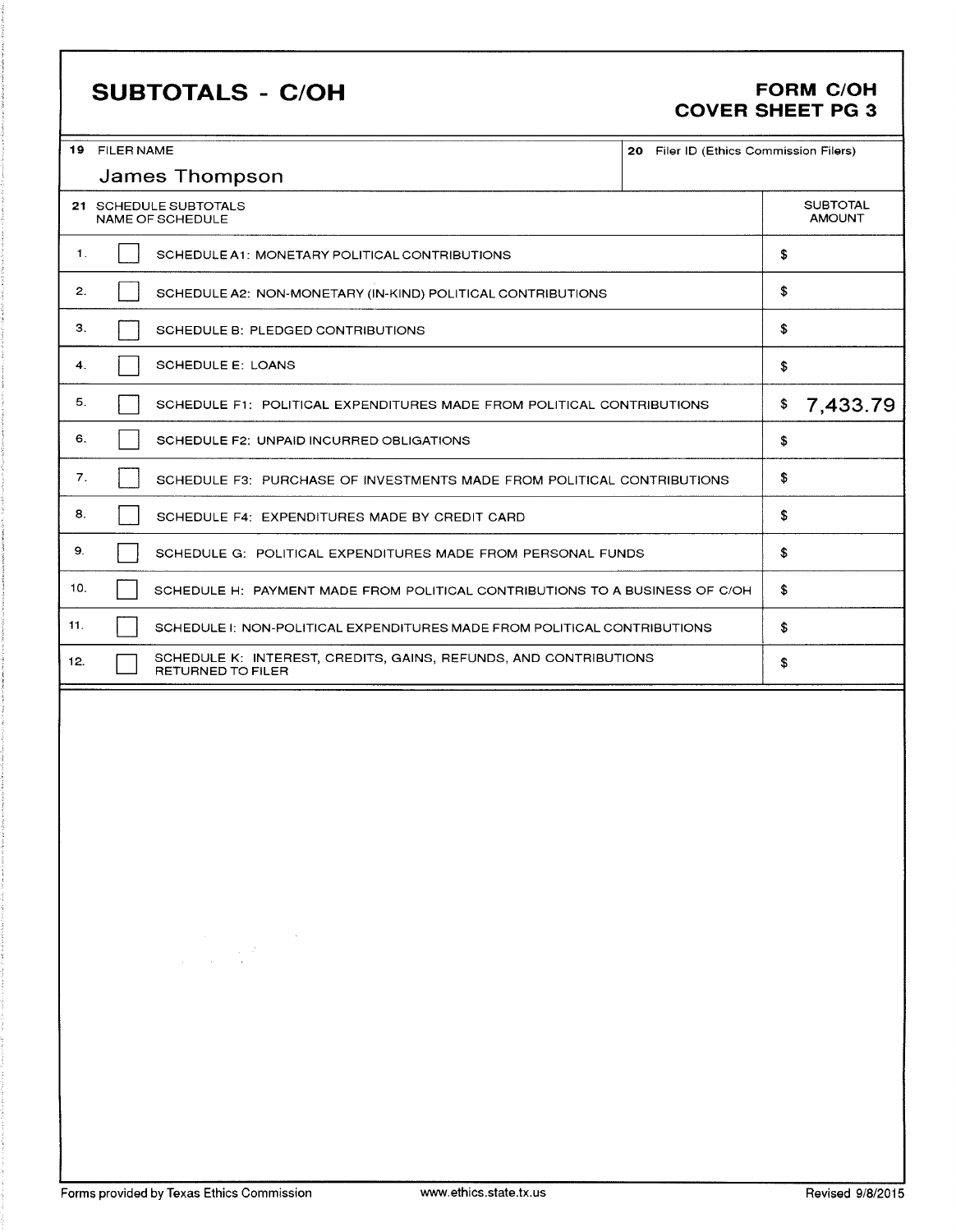# SUBTOTALS - C/OH

**FORM C/OH**
**COVER SHEET PG 3**

| 19 FILER NAME | 20 Filer ID (Ethics Commission Filers) |
|---|---|
| James Thompson | |

| 21 SCHEDULE SUBTOTALS NAME OF SCHEDULE | SUBTOTAL AMOUNT |
|---|---|
| 1. ☐ SCHEDULE A1: MONETARY POLITICAL CONTRIBUTIONS | $ |
| 2. ☐ SCHEDULE A2: NON-MONETARY (IN-KIND) POLITICAL CONTRIBUTIONS | $ |
| 3. ☐ SCHEDULE B: PLEDGED CONTRIBUTIONS | $ |
| 4. ☐ SCHEDULE E: LOANS | $ |
| 5. ☐ SCHEDULE F1: POLITICAL EXPENDITURES MADE FROM POLITICAL CONTRIBUTIONS | $ 7,433.79 |
| 6. ☐ SCHEDULE F2: UNPAID INCURRED OBLIGATIONS | $ |
| 7. ☐ SCHEDULE F3: PURCHASE OF INVESTMENTS MADE FROM POLITICAL CONTRIBUTIONS | $ |
| 8. ☐ SCHEDULE F4: EXPENDITURES MADE BY CREDIT CARD | $ |
| 9. ☐ SCHEDULE G: POLITICAL EXPENDITURES MADE FROM PERSONAL FUNDS | $ |
| 10. ☐ SCHEDULE H: PAYMENT MADE FROM POLITICAL CONTRIBUTIONS TO A BUSINESS OF C/OH | $ |
| 11. ☐ SCHEDULE I: NON-POLITICAL EXPENDITURES MADE FROM POLITICAL CONTRIBUTIONS | $ |
| 12. ☐ SCHEDULE K: INTEREST, CREDITS, GAINS, REFUNDS, AND CONTRIBUTIONS RETURNED TO FILER | $ |

Forms provided by Texas Ethics Commission www.ethics.state.tx.us Revised 9/8/2015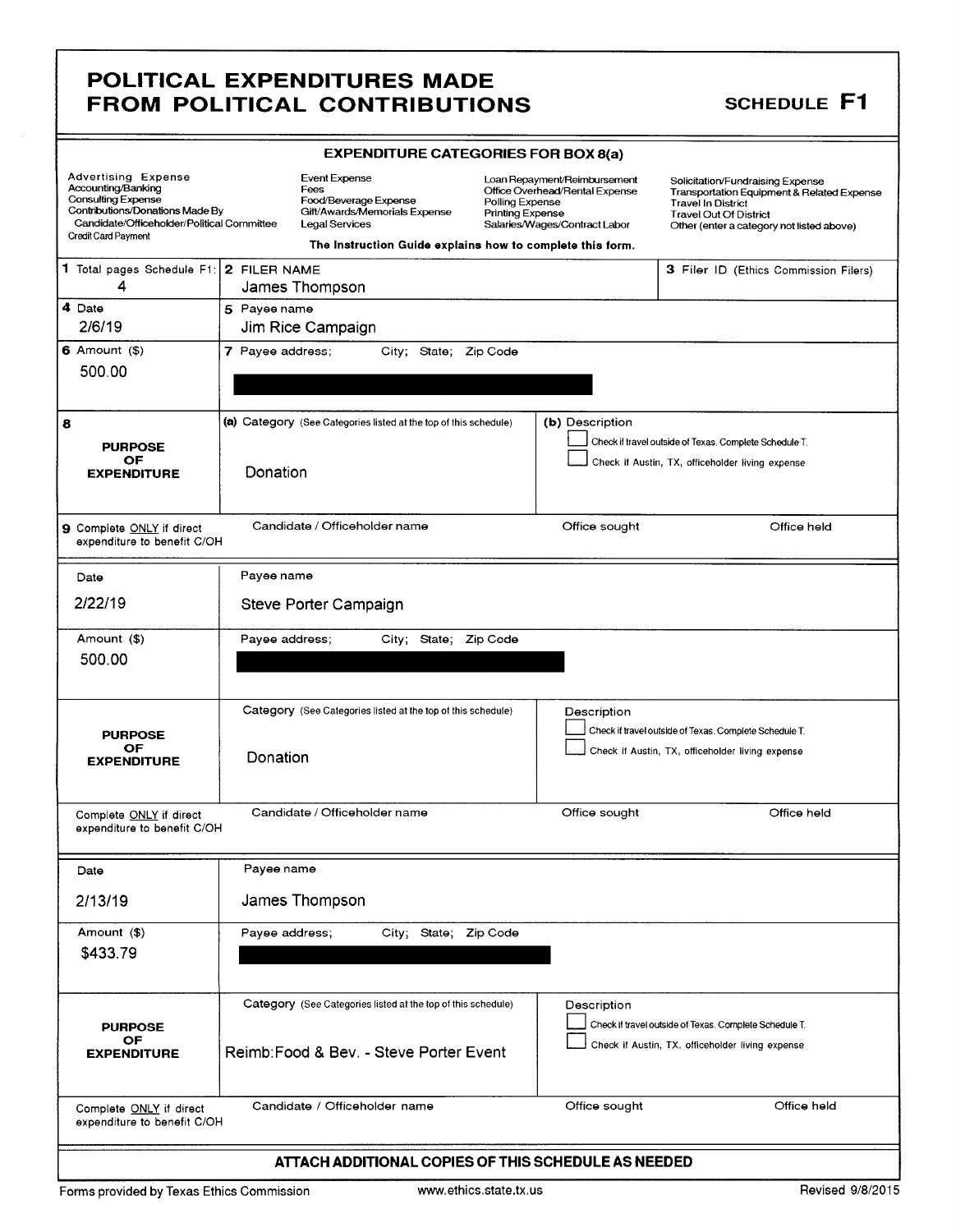# POLITICAL EXPENDITURES MADE FROM POLITICAL CONTRIBUTIONS

## SCHEDULE F1

### EXPENDITURE CATEGORIES FOR BOX 8(a)

| | | | |
|---|---|---|---|
| Advertising Expense | Event Expense | Loan Repayment/Reimbursement | Solicitation/Fundraising Expense |
| Accounting/Banking | Fees | Office Overhead/Rental Expense | Transportation Equipment & Related Expense |
| Consulting Expense | Food/Beverage Expense | Polling Expense | Travel In District |
| Contributions/Donations Made By Candidate/Officeholder/Political Committee | Gift/Awards/Memorials Expense | Printing Expense | Travel Out Of District |
| Credit Card Payment | Legal Services | Salaries/Wages/Contract Labor | Other (enter a category not listed above) |

The Instruction Guide explains how to complete this form.

| | |
|---|---|
| 1 Total pages Schedule F1: 4 | 2 FILER NAME: James Thompson |
| 3 Filer ID (Ethics Commission Filers) | |
| 4 Date: 2/6/19 | 5 Payee name: Jim Rice Campaign |
| 6 Amount ($): 500.00 | 7 Payee address; City; State; Zip Code: [REDACTED] |
| 8 PURPOSE OF EXPENDITURE | (a) Category (See Categories listed at the top of this schedule): Donation |
| | (b) Description: ☐ Check if travel outside of Texas. Complete Schedule T. ☐ Check if Austin, TX, officeholder living expense |
| 9 Complete ONLY if direct expenditure to benefit C/OH | Candidate / Officeholder name: — Office sought: — Office held: — |

| | |
|---|---|
| Date: 2/22/19 | Payee name: Steve Porter Campaign |
| Amount ($): 500.00 | Payee address; City; State; Zip Code: [REDACTED] |
| PURPOSE OF EXPENDITURE | Category (See Categories listed at the top of this schedule): Donation |
| | Description: ☐ Check if travel outside of Texas. Complete Schedule T. ☐ Check if Austin, TX, officeholder living expense |
| Complete ONLY if direct expenditure to benefit C/OH | Candidate / Officeholder name: — Office sought: — Office held: — |

| | |
|---|---|
| Date: 2/13/19 | Payee name: James Thompson |
| Amount ($): $433.79 | Payee address; City; State; Zip Code: [REDACTED] |
| PURPOSE OF EXPENDITURE | Category (See Categories listed at the top of this schedule): Reimb:Food & Bev. - Steve Porter Event |
| | Description: ☐ Check if travel outside of Texas. Complete Schedule T. ☐ Check if Austin, TX, officeholder living expense |
| Complete ONLY if direct expenditure to benefit C/OH | Candidate / Officeholder name: — Office sought: — Office held: — |

**ATTACH ADDITIONAL COPIES OF THIS SCHEDULE AS NEEDED**

Forms provided by Texas Ethics Commission www.ethics.state.tx.us Revised 9/8/2015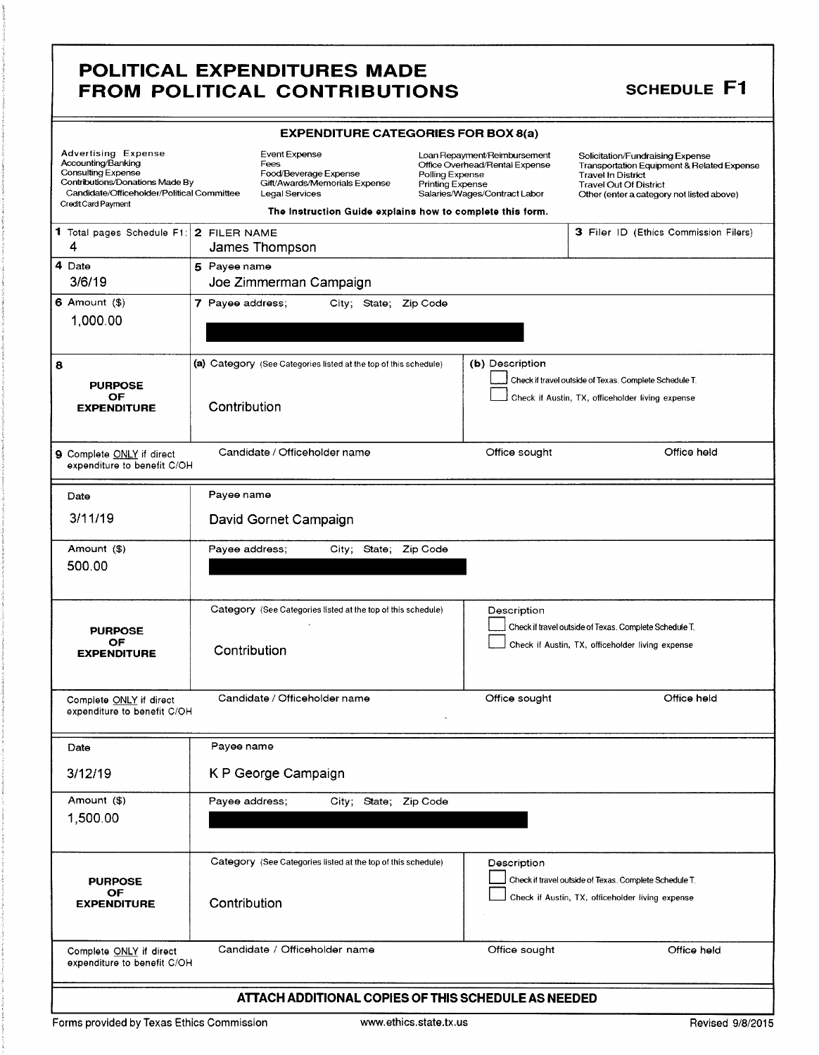# POLITICAL EXPENDITURES MADE FROM POLITICAL CONTRIBUTIONS

## SCHEDULE F1

**EXPENDITURE CATEGORIES FOR BOX 8(a)**

| | | | |
|---|---|---|---|
| Advertising Expense | Event Expense | Loan Repayment/Reimbursement | Solicitation/Fundraising Expense |
| Accounting/Banking | Fees | Office Overhead/Rental Expense | Transportation Equipment & Related Expense |
| Consulting Expense | Food/Beverage Expense | Polling Expense | Travel In District |
| Contributions/Donations Made By Candidate/Officeholder/Political Committee | Gift/Awards/Memorials Expense | Printing Expense | Travel Out Of District |
| Credit Card Payment | Legal Services | Salaries/Wages/Contract Labor | Other (enter a category not listed above) |

**The Instruction Guide explains how to complete this form.**

| | | |
|---|---|---|
| **1** Total pages Schedule F1: 4 | **2** FILER NAME: James Thompson | **3** Filer ID (Ethics Commission Filers) |
| **4** Date: 3/6/19 | **5** Payee name: Joe Zimmerman Campaign | |
| **6** Amount ($): 1,000.00 | **7** Payee address; City; State; Zip Code: [REDACTED] | |
| **8** PURPOSE OF EXPENDITURE | (a) Category (See Categories listed at the top of this schedule): Contribution | (b) Description: ☐ Check if travel outside of Texas. Complete Schedule T. ☐ Check if Austin, TX, officeholder living expense |
| **9** Complete ONLY if direct expenditure to benefit C/OH | Candidate / Officeholder name | Office sought / Office held |

| | | |
|---|---|---|
| Date: 3/11/19 | Payee name: David Gornet Campaign | |
| Amount ($): 500.00 | Payee address; City; State; Zip Code: [REDACTED] | |
| PURPOSE OF EXPENDITURE | Category (See Categories listed at the top of this schedule): Contribution | Description: ☐ Check if travel outside of Texas. Complete Schedule T. ☐ Check if Austin, TX, officeholder living expense |
| Complete ONLY if direct expenditure to benefit C/OH | Candidate / Officeholder name | Office sought / Office held |

| | | |
|---|---|---|
| Date: 3/12/19 | Payee name: K P George Campaign | |
| Amount ($): 1,500.00 | Payee address; City; State; Zip Code: [REDACTED] | |
| PURPOSE OF EXPENDITURE | Category (See Categories listed at the top of this schedule): Contribution | Description: ☐ Check if travel outside of Texas. Complete Schedule T. ☐ Check if Austin, TX, officeholder living expense |
| Complete ONLY if direct expenditure to benefit C/OH | Candidate / Officeholder name | Office sought / Office held |

**ATTACH ADDITIONAL COPIES OF THIS SCHEDULE AS NEEDED**

Forms provided by Texas Ethics Commission — www.ethics.state.tx.us — Revised 9/8/2015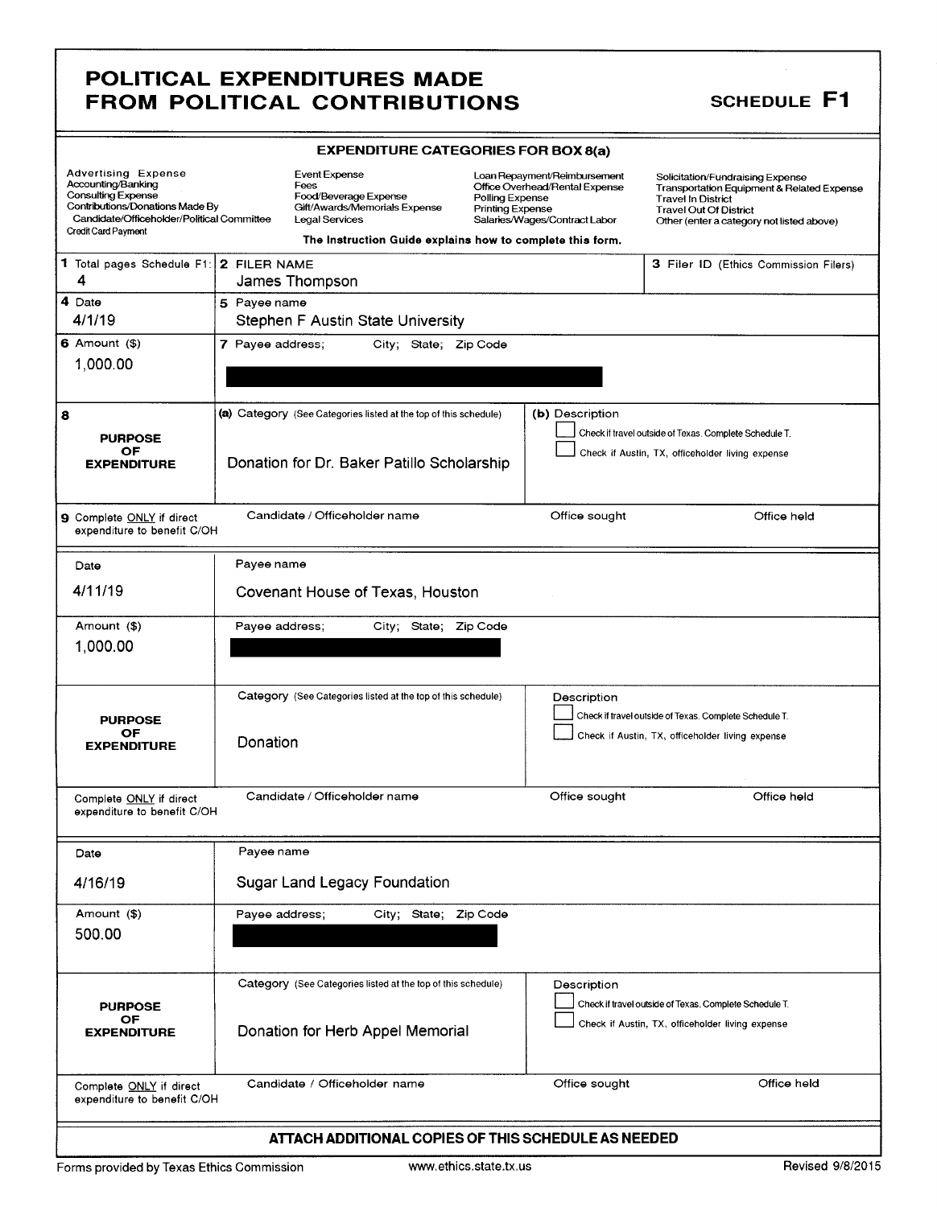# POLITICAL EXPENDITURES MADE FROM POLITICAL CONTRIBUTIONS

**SCHEDULE F1**

**EXPENDITURE CATEGORIES FOR BOX 8(a)**

| | | | |
|---|---|---|---|
| Advertising Expense<br>Accounting/Banking<br>Consulting Expense<br>Contributions/Donations Made By Candidate/Officeholder/Political Committee<br>Credit Card Payment | Event Expense<br>Fees<br>Food/Beverage Expense<br>Gift/Awards/Memorials Expense<br>Legal Services | Loan Repayment/Reimbursement<br>Office Overhead/Rental Expense<br>Polling Expense<br>Printing Expense<br>Salaries/Wages/Contract Labor | Solicitation/Fundraising Expense<br>Transportation Equipment & Related Expense<br>Travel In District<br>Travel Out Of District<br>Other (enter a category not listed above) |

**The Instruction Guide explains how to complete this form.**

| | | |
|---|---|---|
| **1** Total pages Schedule F1: 4 | **2** FILER NAME<br>James Thompson | **3** Filer ID (Ethics Commission Filers) |

| | | | |
|---|---|---|---|
| **4** Date<br>4/1/19 | **5** Payee name<br>Stephen F Austin State University | | |
| **6** Amount ($)<br>1,000.00 | **7** Payee address; City; State; Zip Code<br>[REDACTED] | | |
| **8** PURPOSE OF EXPENDITURE | **(a)** Category (See Categories listed at the top of this schedule)<br>Donation for Dr. Baker Patillo Scholarship | **(b)** Description<br>☐ Check if travel outside of Texas. Complete Schedule T.<br>☐ Check if Austin, TX, officeholder living expense | |
| **9** Complete ONLY if direct expenditure to benefit C/OH | Candidate / Officeholder name | Office sought | Office held |

| | | | |
|---|---|---|---|
| Date<br>4/11/19 | Payee name<br>Covenant House of Texas, Houston | | |
| Amount ($)<br>1,000.00 | Payee address; City; State; Zip Code<br>[REDACTED] | | |
| PURPOSE OF EXPENDITURE | Category (See Categories listed at the top of this schedule)<br>Donation | Description<br>☐ Check if travel outside of Texas. Complete Schedule T.<br>☐ Check if Austin, TX, officeholder living expense | |
| Complete ONLY if direct expenditure to benefit C/OH | Candidate / Officeholder name | Office sought | Office held |

| | | | |
|---|---|---|---|
| Date<br>4/16/19 | Payee name<br>Sugar Land Legacy Foundation | | |
| Amount ($)<br>500.00 | Payee address; City; State; Zip Code<br>[REDACTED] | | |
| PURPOSE OF EXPENDITURE | Category (See Categories listed at the top of this schedule)<br>Donation for Herb Appel Memorial | Description<br>☐ Check if travel outside of Texas. Complete Schedule T.<br>☐ Check if Austin, TX, officeholder living expense | |
| Complete ONLY if direct expenditure to benefit C/OH | Candidate / Officeholder name | Office sought | Office held |

**ATTACH ADDITIONAL COPIES OF THIS SCHEDULE AS NEEDED**

Forms provided by Texas Ethics Commission www.ethics.state.tx.us Revised 9/8/2015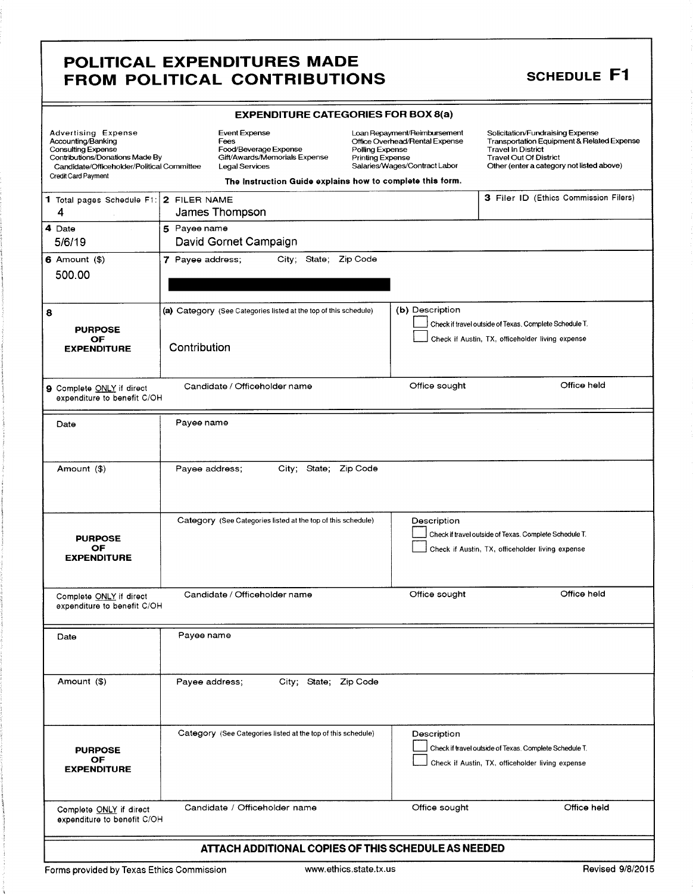# POLITICAL EXPENDITURES MADE FROM POLITICAL CONTRIBUTIONS

**SCHEDULE F1**

**EXPENDITURE CATEGORIES FOR BOX 8(a)**

| | | | |
|---|---|---|---|
| Advertising Expense | Event Expense | Loan Repayment/Reimbursement | Solicitation/Fundraising Expense |
| Accounting/Banking | Fees | Office Overhead/Rental Expense | Transportation Equipment & Related Expense |
| Consulting Expense | Food/Beverage Expense | Polling Expense | Travel In District |
| Contributions/Donations Made By Candidate/Officeholder/Political Committee | Gift/Awards/Memorials Expense | Printing Expense | Travel Out Of District |
| Credit Card Payment | Legal Services | Salaries/Wages/Contract Labor | Other (enter a category not listed above) |

**The Instruction Guide explains how to complete this form.**

| | | |
|---|---|---|
| 1 Total pages Schedule F1: 4 | 2 FILER NAME: James Thompson | 3 Filer ID (Ethics Commission Filers) |
| 4 Date: 5/6/19 | 5 Payee name: David Gornet Campaign | |
| 6 Amount ($): 500.00 | 7 Payee address; City; State; Zip Code: [redacted] | |
| 8 PURPOSE OF EXPENDITURE | (a) Category (See Categories listed at the top of this schedule): Contribution | (b) Description<br>☐ Check if travel outside of Texas. Complete Schedule T.<br>☐ Check if Austin, TX, officeholder living expense |
| 9 Complete ONLY if direct expenditure to benefit C/OH | Candidate / Officeholder name | Office sought / Office held |

| | | |
|---|---|---|
| Date | Payee name | |
| Amount ($) | Payee address; City; State; Zip Code | |
| PURPOSE OF EXPENDITURE | Category (See Categories listed at the top of this schedule) | Description<br>☐ Check if travel outside of Texas. Complete Schedule T.<br>☐ Check if Austin, TX, officeholder living expense |
| Complete ONLY if direct expenditure to benefit C/OH | Candidate / Officeholder name | Office sought / Office held |

| | | |
|---|---|---|
| Date | Payee name | |
| Amount ($) | Payee address; City; State; Zip Code | |
| PURPOSE OF EXPENDITURE | Category (See Categories listed at the top of this schedule) | Description<br>☐ Check if travel outside of Texas. Complete Schedule T.<br>☐ Check if Austin, TX, officeholder living expense |
| Complete ONLY if direct expenditure to benefit C/OH | Candidate / Officeholder name | Office sought / Office held |

**ATTACH ADDITIONAL COPIES OF THIS SCHEDULE AS NEEDED**

Forms provided by Texas Ethics Commission www.ethics.state.tx.us Revised 9/8/2015